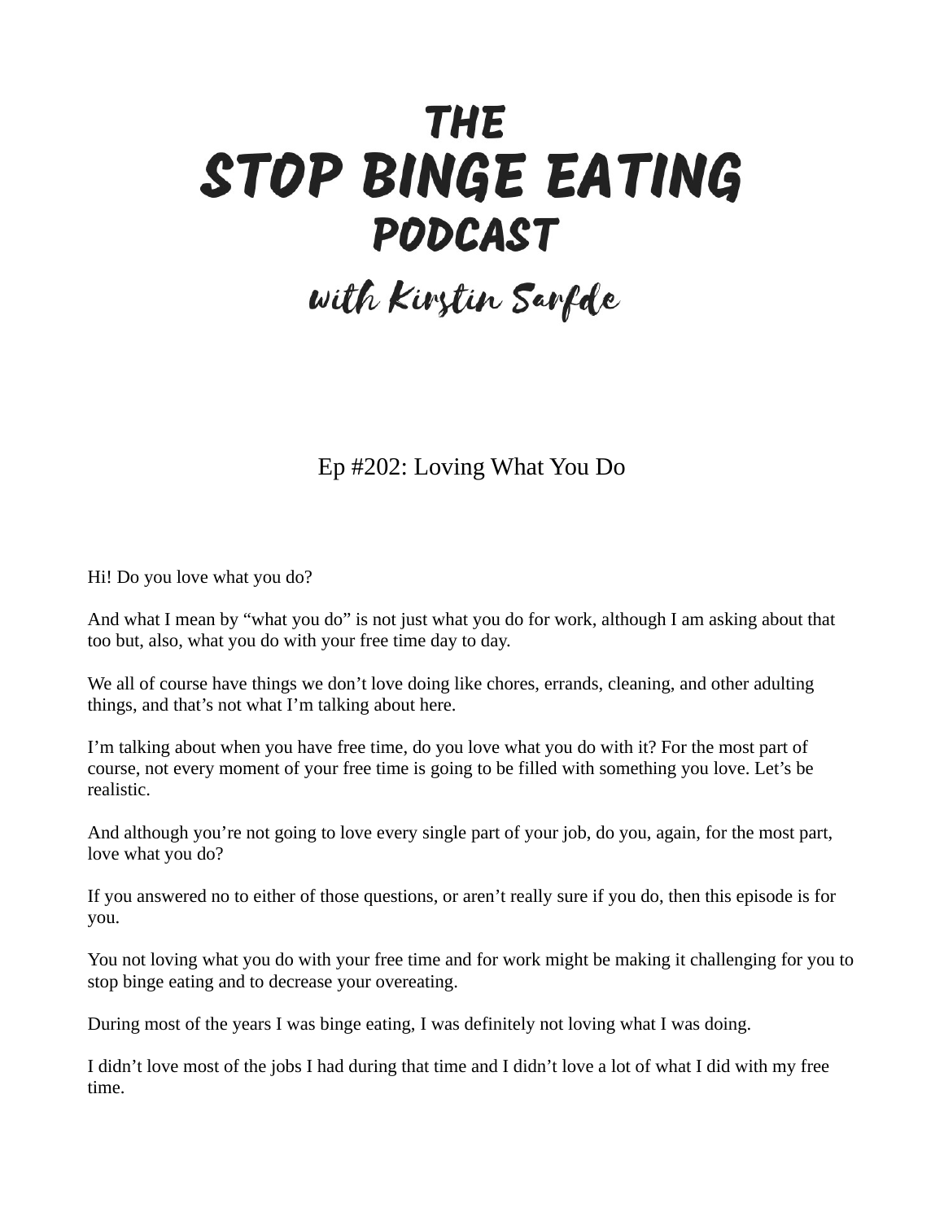# THE STOP BINGE EATING PODCAST

with Kirstin Sarfde

## Ep #202: Loving What You Do

Hi! Do you love what you do?

And what I mean by "what you do" is not just what you do for work, although I am asking about that too but, also, what you do with your free time day to day.

We all of course have things we don't love doing like chores, errands, cleaning, and other adulting things, and that's not what I'm talking about here.

I'm talking about when you have free time, do you love what you do with it? For the most part of course, not every moment of your free time is going to be filled with something you love. Let's be realistic.

And although you're not going to love every single part of your job, do you, again, for the most part, love what you do?

If you answered no to either of those questions, or aren't really sure if you do, then this episode is for you.

You not loving what you do with your free time and for work might be making it challenging for you to stop binge eating and to decrease your overeating.

During most of the years I was binge eating, I was definitely not loving what I was doing.

I didn't love most of the jobs I had during that time and I didn't love a lot of what I did with my free time.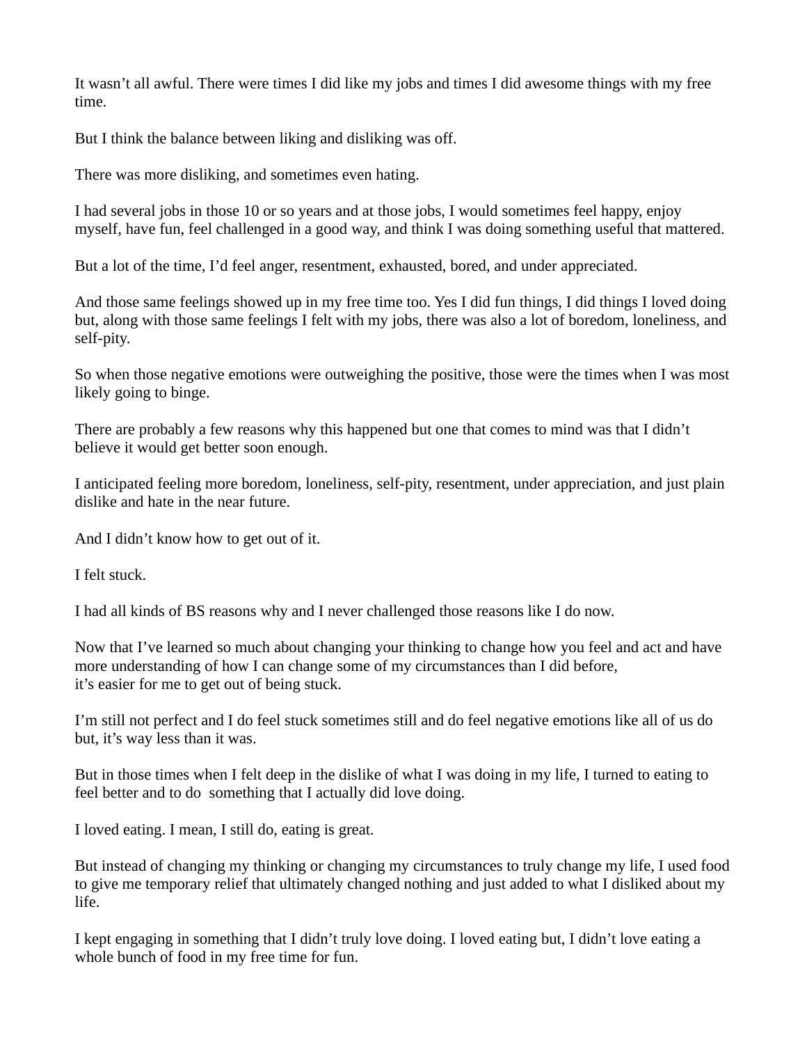It wasn't all awful. There were times I did like my jobs and times I did awesome things with my free time.

But I think the balance between liking and disliking was off.

There was more disliking, and sometimes even hating.

I had several jobs in those 10 or so years and at those jobs, I would sometimes feel happy, enjoy myself, have fun, feel challenged in a good way, and think I was doing something useful that mattered.

But a lot of the time, I'd feel anger, resentment, exhausted, bored, and under appreciated.

And those same feelings showed up in my free time too. Yes I did fun things, I did things I loved doing but, along with those same feelings I felt with my jobs, there was also a lot of boredom, loneliness, and self-pity.

So when those negative emotions were outweighing the positive, those were the times when I was most likely going to binge.

There are probably a few reasons why this happened but one that comes to mind was that I didn't believe it would get better soon enough.

I anticipated feeling more boredom, loneliness, self-pity, resentment, under appreciation, and just plain dislike and hate in the near future.

And I didn't know how to get out of it.

I felt stuck.

I had all kinds of BS reasons why and I never challenged those reasons like I do now.

Now that I've learned so much about changing your thinking to change how you feel and act and have more understanding of how I can change some of my circumstances than I did before, it's easier for me to get out of being stuck.

I'm still not perfect and I do feel stuck sometimes still and do feel negative emotions like all of us do but, it's way less than it was.

But in those times when I felt deep in the dislike of what I was doing in my life, I turned to eating to feel better and to do something that I actually did love doing.

I loved eating. I mean, I still do, eating is great.

But instead of changing my thinking or changing my circumstances to truly change my life, I used food to give me temporary relief that ultimately changed nothing and just added to what I disliked about my life.

I kept engaging in something that I didn't truly love doing. I loved eating but, I didn't love eating a whole bunch of food in my free time for fun.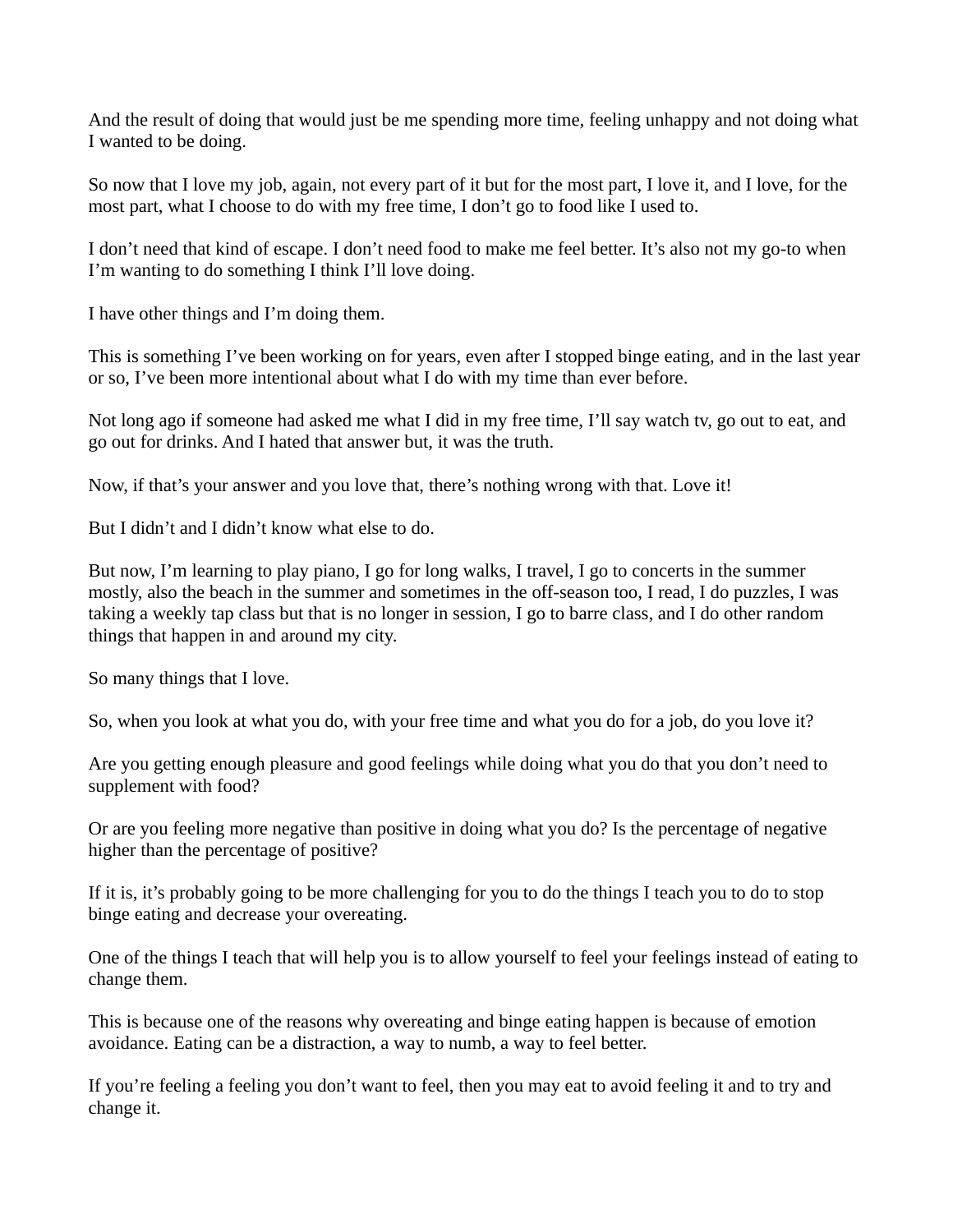And the result of doing that would just be me spending more time, feeling unhappy and not doing what I wanted to be doing.

So now that I love my job, again, not every part of it but for the most part, I love it, and I love, for the most part, what I choose to do with my free time, I don't go to food like I used to.

I don't need that kind of escape. I don't need food to make me feel better. It's also not my go-to when I'm wanting to do something I think I'll love doing.

I have other things and I'm doing them.

This is something I've been working on for years, even after I stopped binge eating, and in the last year or so, I've been more intentional about what I do with my time than ever before.

Not long ago if someone had asked me what I did in my free time, I'll say watch tv, go out to eat, and go out for drinks. And I hated that answer but, it was the truth.

Now, if that's your answer and you love that, there's nothing wrong with that. Love it!

But I didn't and I didn't know what else to do.

But now, I'm learning to play piano, I go for long walks, I travel, I go to concerts in the summer mostly, also the beach in the summer and sometimes in the off-season too, I read, I do puzzles, I was taking a weekly tap class but that is no longer in session, I go to barre class, and I do other random things that happen in and around my city.

So many things that I love.

So, when you look at what you do, with your free time and what you do for a job, do you love it?

Are you getting enough pleasure and good feelings while doing what you do that you don't need to supplement with food?

Or are you feeling more negative than positive in doing what you do? Is the percentage of negative higher than the percentage of positive?

If it is, it's probably going to be more challenging for you to do the things I teach you to do to stop binge eating and decrease your overeating.

One of the things I teach that will help you is to allow yourself to feel your feelings instead of eating to change them.

This is because one of the reasons why overeating and binge eating happen is because of emotion avoidance. Eating can be a distraction, a way to numb, a way to feel better.

If you're feeling a feeling you don't want to feel, then you may eat to avoid feeling it and to try and change it.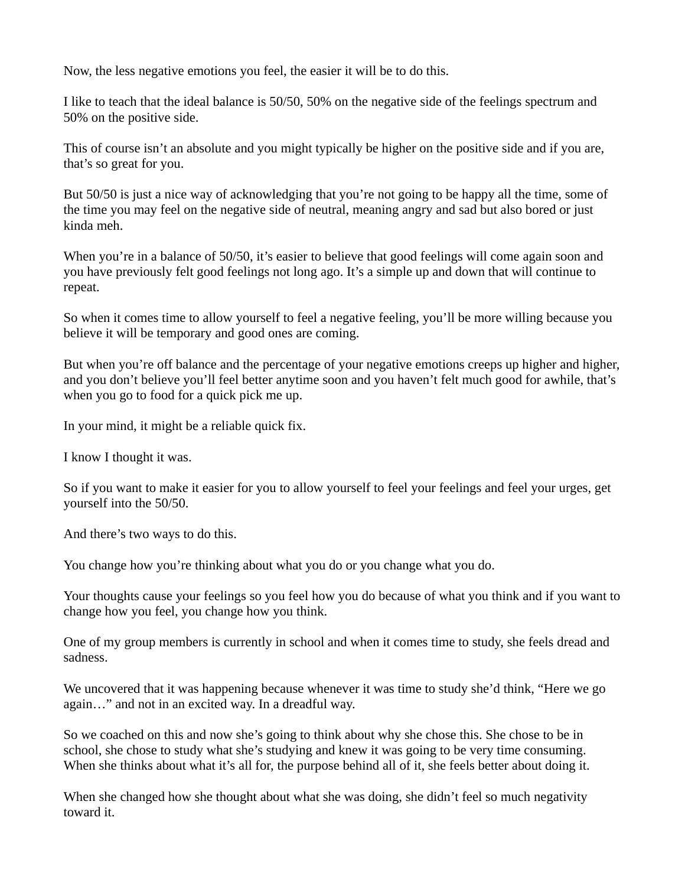Now, the less negative emotions you feel, the easier it will be to do this.

I like to teach that the ideal balance is 50/50, 50% on the negative side of the feelings spectrum and 50% on the positive side.

This of course isn't an absolute and you might typically be higher on the positive side and if you are, that's so great for you.

But 50/50 is just a nice way of acknowledging that you're not going to be happy all the time, some of the time you may feel on the negative side of neutral, meaning angry and sad but also bored or just kinda meh.

When you're in a balance of 50/50, it's easier to believe that good feelings will come again soon and you have previously felt good feelings not long ago. It's a simple up and down that will continue to repeat.

So when it comes time to allow yourself to feel a negative feeling, you'll be more willing because you believe it will be temporary and good ones are coming.

But when you're off balance and the percentage of your negative emotions creeps up higher and higher, and you don't believe you'll feel better anytime soon and you haven't felt much good for awhile, that's when you go to food for a quick pick me up.

In your mind, it might be a reliable quick fix.

I know I thought it was.

So if you want to make it easier for you to allow yourself to feel your feelings and feel your urges, get yourself into the 50/50.

And there's two ways to do this.

You change how you're thinking about what you do or you change what you do.

Your thoughts cause your feelings so you feel how you do because of what you think and if you want to change how you feel, you change how you think.

One of my group members is currently in school and when it comes time to study, she feels dread and sadness.

We uncovered that it was happening because whenever it was time to study she'd think, "Here we go again…" and not in an excited way. In a dreadful way.

So we coached on this and now she's going to think about why she chose this. She chose to be in school, she chose to study what she's studying and knew it was going to be very time consuming. When she thinks about what it's all for, the purpose behind all of it, she feels better about doing it.

When she changed how she thought about what she was doing, she didn't feel so much negativity toward it.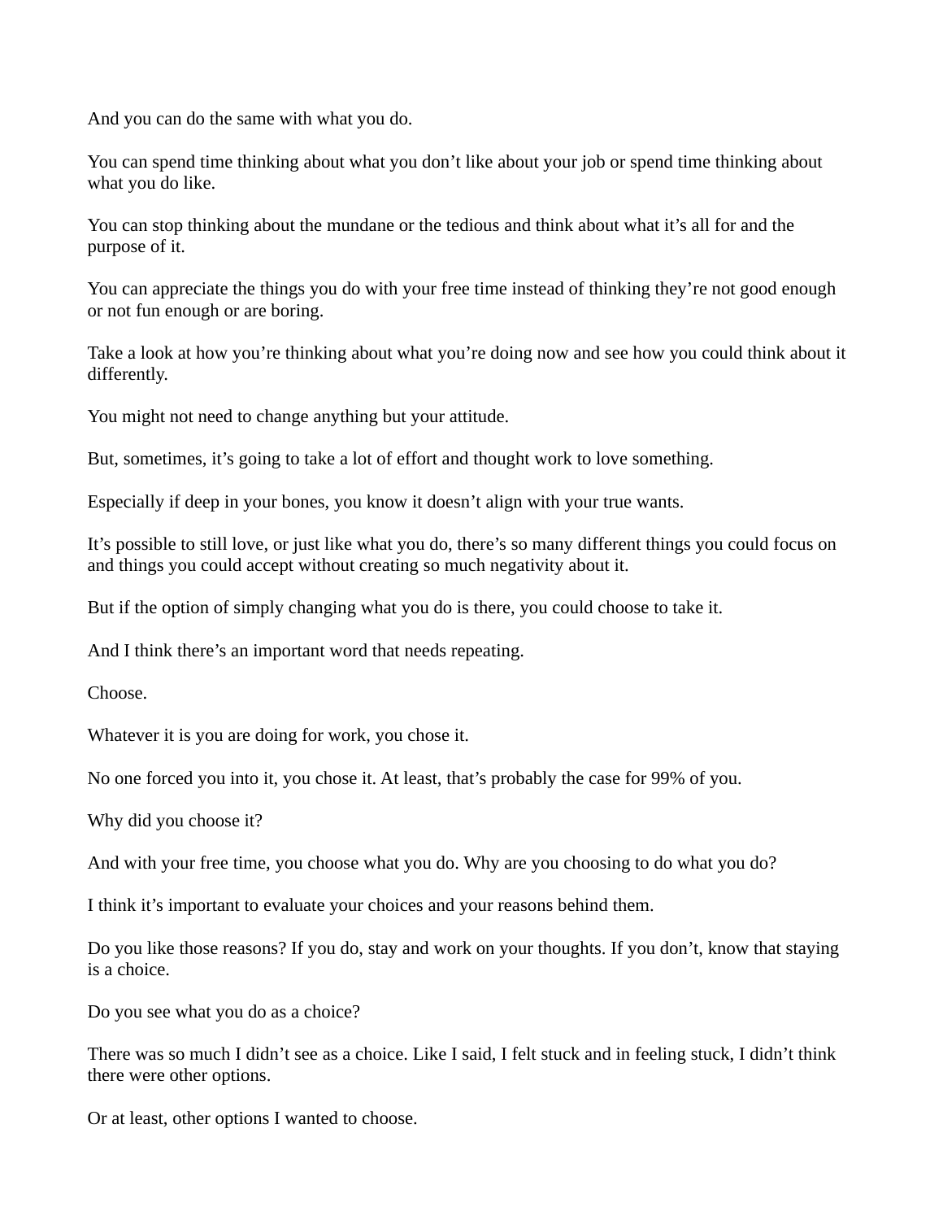And you can do the same with what you do.

You can spend time thinking about what you don't like about your job or spend time thinking about what you do like.

You can stop thinking about the mundane or the tedious and think about what it's all for and the purpose of it.

You can appreciate the things you do with your free time instead of thinking they're not good enough or not fun enough or are boring.

Take a look at how you're thinking about what you're doing now and see how you could think about it differently.

You might not need to change anything but your attitude.

But, sometimes, it's going to take a lot of effort and thought work to love something.

Especially if deep in your bones, you know it doesn't align with your true wants.

It's possible to still love, or just like what you do, there's so many different things you could focus on and things you could accept without creating so much negativity about it.

But if the option of simply changing what you do is there, you could choose to take it.

And I think there's an important word that needs repeating.

Choose.

Whatever it is you are doing for work, you chose it.

No one forced you into it, you chose it. At least, that's probably the case for 99% of you.

Why did you choose it?

And with your free time, you choose what you do. Why are you choosing to do what you do?

I think it's important to evaluate your choices and your reasons behind them.

Do you like those reasons? If you do, stay and work on your thoughts. If you don't, know that staying is a choice.

Do you see what you do as a choice?

There was so much I didn't see as a choice. Like I said, I felt stuck and in feeling stuck, I didn't think there were other options.

Or at least, other options I wanted to choose.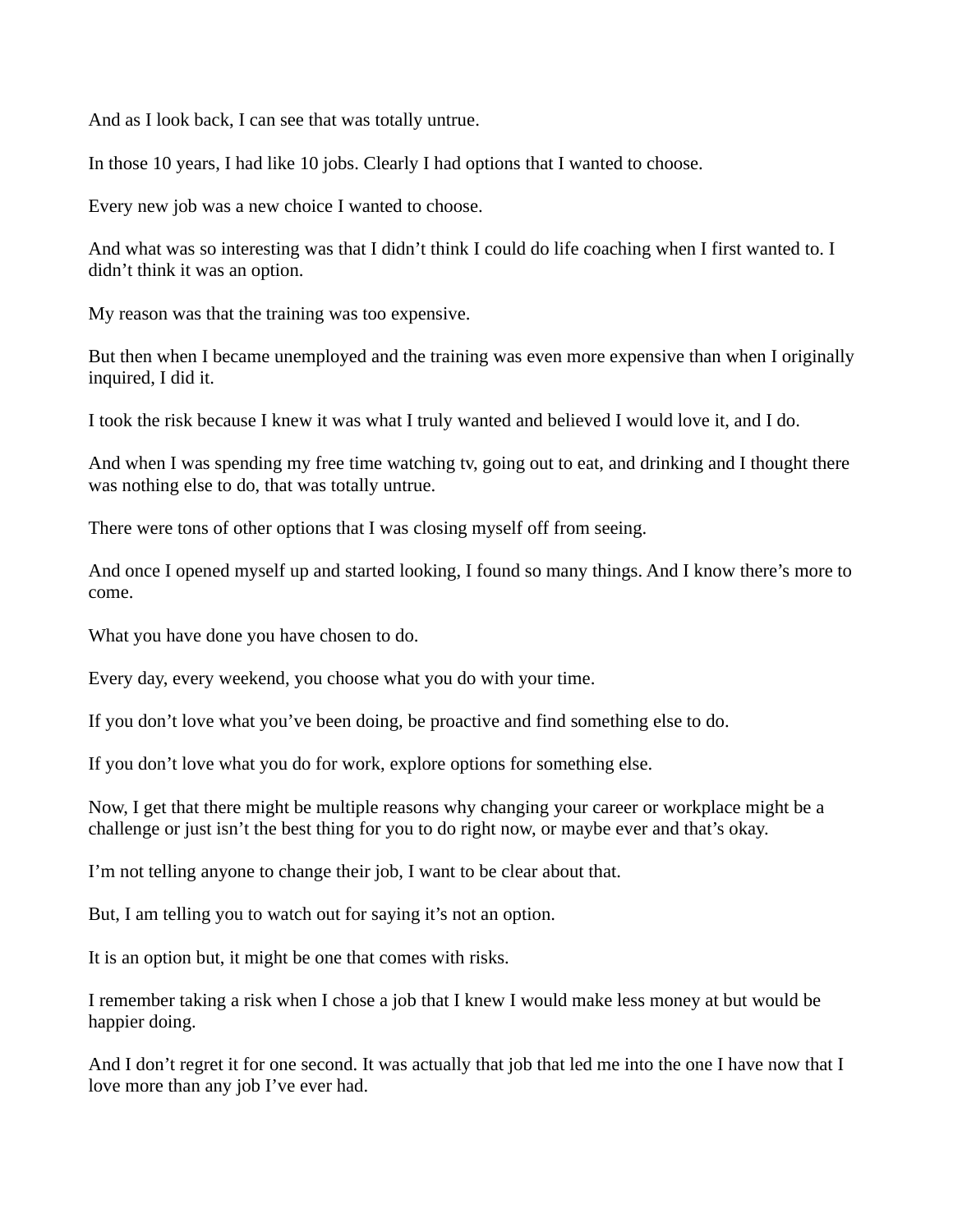And as I look back, I can see that was totally untrue.

In those 10 years, I had like 10 jobs. Clearly I had options that I wanted to choose.

Every new job was a new choice I wanted to choose.

And what was so interesting was that I didn't think I could do life coaching when I first wanted to. I didn't think it was an option.

My reason was that the training was too expensive.

But then when I became unemployed and the training was even more expensive than when I originally inquired, I did it.

I took the risk because I knew it was what I truly wanted and believed I would love it, and I do.

And when I was spending my free time watching tv, going out to eat, and drinking and I thought there was nothing else to do, that was totally untrue.

There were tons of other options that I was closing myself off from seeing.

And once I opened myself up and started looking, I found so many things. And I know there's more to come.

What you have done you have chosen to do.

Every day, every weekend, you choose what you do with your time.

If you don't love what you've been doing, be proactive and find something else to do.

If you don't love what you do for work, explore options for something else.

Now, I get that there might be multiple reasons why changing your career or workplace might be a challenge or just isn't the best thing for you to do right now, or maybe ever and that's okay.

I'm not telling anyone to change their job, I want to be clear about that.

But, I am telling you to watch out for saying it's not an option.

It is an option but, it might be one that comes with risks.

I remember taking a risk when I chose a job that I knew I would make less money at but would be happier doing.

And I don't regret it for one second. It was actually that job that led me into the one I have now that I love more than any job I've ever had.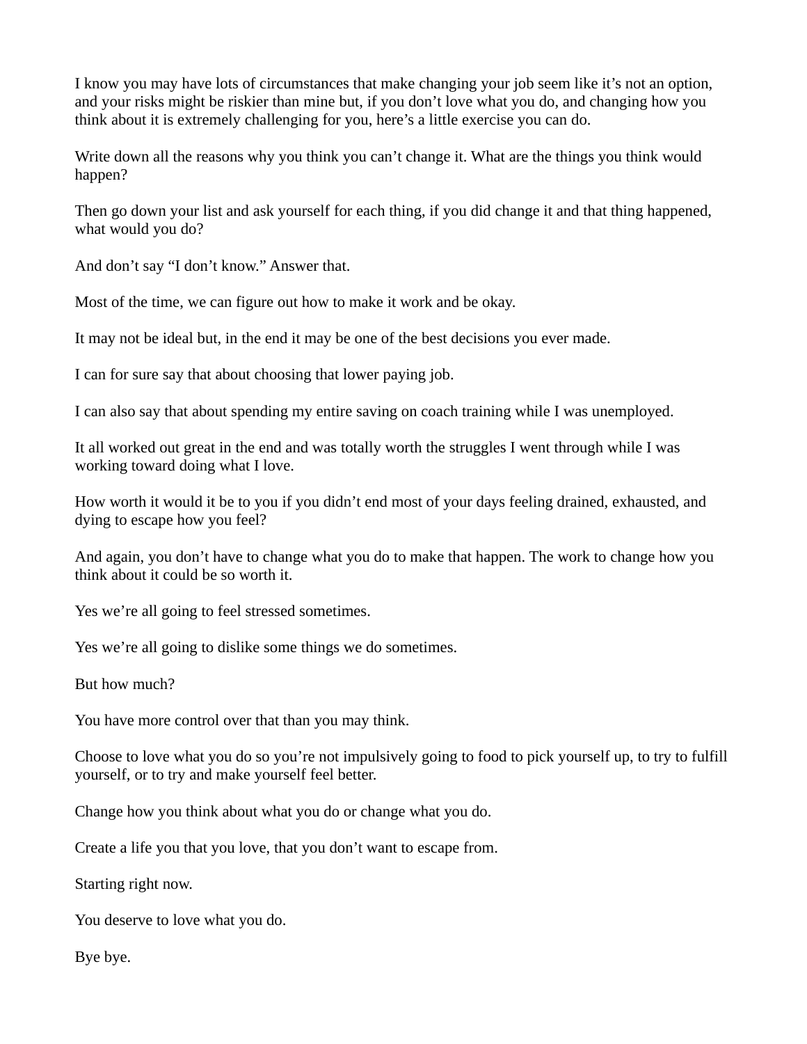I know you may have lots of circumstances that make changing your job seem like it's not an option, and your risks might be riskier than mine but, if you don't love what you do, and changing how you think about it is extremely challenging for you, here's a little exercise you can do.

Write down all the reasons why you think you can't change it. What are the things you think would happen?

Then go down your list and ask yourself for each thing, if you did change it and that thing happened, what would you do?

And don't say "I don't know." Answer that.

Most of the time, we can figure out how to make it work and be okay.

It may not be ideal but, in the end it may be one of the best decisions you ever made.

I can for sure say that about choosing that lower paying job.

I can also say that about spending my entire saving on coach training while I was unemployed.

It all worked out great in the end and was totally worth the struggles I went through while I was working toward doing what I love.

How worth it would it be to you if you didn't end most of your days feeling drained, exhausted, and dying to escape how you feel?

And again, you don't have to change what you do to make that happen. The work to change how you think about it could be so worth it.

Yes we're all going to feel stressed sometimes.

Yes we're all going to dislike some things we do sometimes.

But how much?

You have more control over that than you may think.

Choose to love what you do so you're not impulsively going to food to pick yourself up, to try to fulfill yourself, or to try and make yourself feel better.

Change how you think about what you do or change what you do.

Create a life you that you love, that you don't want to escape from.

Starting right now.

You deserve to love what you do.

Bye bye.